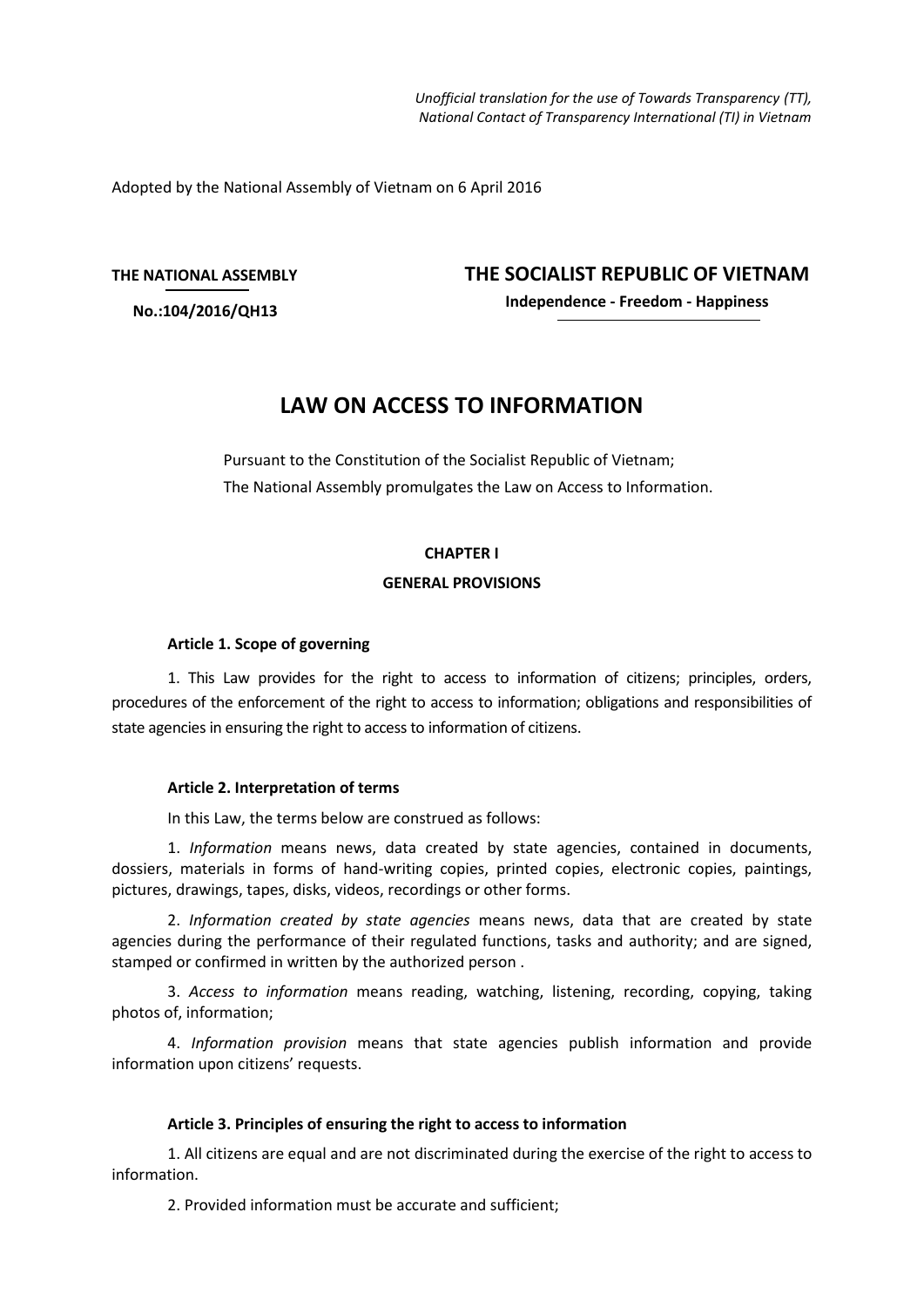*Unofficial translation for the use of Towards Transparency (TT), National Contact of Transparency International (TI) in Vietnam*

Adopted by the National Assembly of Vietnam on 6 April 2016

**THE NATIONAL ASSEMBLY**

**No.:104/2016/QH13**

**THE SOCIALIST REPUBLIC OF VIETNAM**

**Independence - Freedom - Happiness**

# LAW ON ACCESS TO INFORMATION

Pursuant to the Constitution of the Socialist Republic of Vietnam;

The National Assembly promulgates the Law on Access to Information.

## CHAPTER I

## GENERAL PROVISIONS

### Article 1. Scope of governing

1. This Law provides for the right to access to information of citizens; principles, orders, procedures of the enforcement of the right to access to information; obligations and responsibilities of state agencies in ensuring the right to access to information of citizens.

### Article 2. Interpretation of terms

In this Law, the terms below are construed as follows:

1. *Information* means news, data created by state agencies, contained in documents, dossiers, materials in forms of hand-writing copies, printed copies, electronic copies, paintings, pictures, drawings, tapes, disks, videos, recordings or other forms.

2. *Information created by state agencies* means news, data that are created by state agencies during the performance of their regulated functions, tasks and authority; and are signed, stamped or confirmed in written by the authorized person .

3. *Access to information* means reading, watching, listening, recording, copying, taking photos of, information;

4. *Information provision* means that state agencies publish information and provide information upon citizens' requests.

### Article 3. Principles of ensuring the right to access to information

1. All citizens are equal and are not discriminated during the exercise of the right to access to information.

2. Provided information must be accurate and sufficient;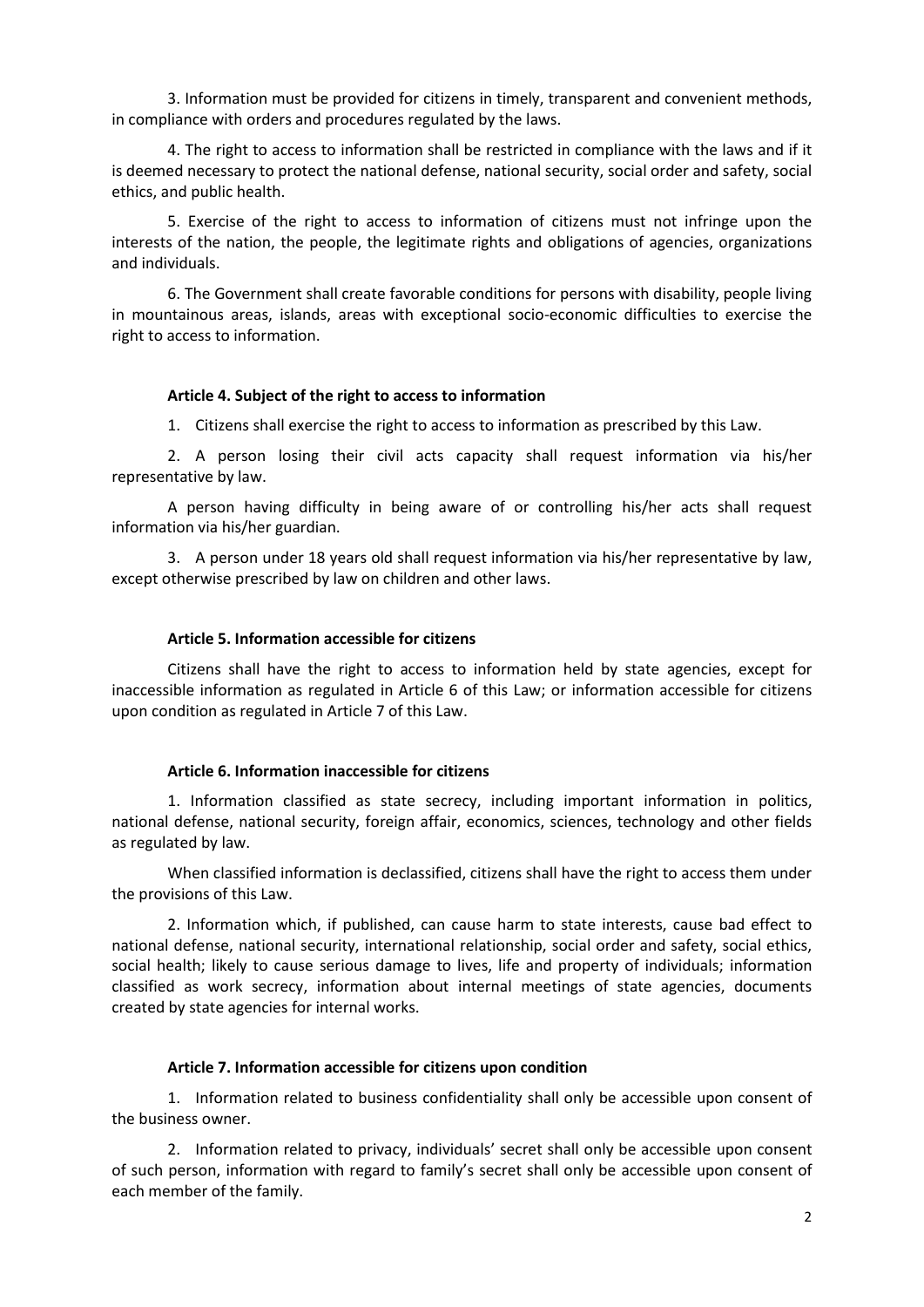3. Information must be provided for citizens in timely, transparent and convenient methods, in compliance with orders and procedures regulated by the laws.

4. The right to access to information shall be restricted in compliance with the laws and if it is deemed necessary to protect the national defense, national security, social order and safety, social ethics, and public health.

5. Exercise of the right to access to information of citizens must not infringe upon the interests of the nation, the people, the legitimate rights and obligations of agencies, organizations and individuals.

6. The Government shall create favorable conditions for persons with disability, people living in mountainous areas, islands, areas with exceptional socio-economic difficulties to exercise the right to access to information.

### Article 4. Subject of the right to access to information

1. Citizens shall exercise the right to access to information as prescribed by this Law.

2. A person losing their civil acts capacity shall request information via his/her representative by law.

A person having difficulty in being aware of or controlling his/her acts shall request information via his/her guardian.

3. A person under 18 years old shall request information via his/her representative by law, except otherwise prescribed by law on children and other laws.

### Article 5. Information accessible for citizens

Citizens shall have the right to access to information held by state agencies, except for inaccessible information as regulated in Article 6 of this Law; or information accessible for citizens upon condition as regulated in Article 7 of this Law.

### Article 6. Information inaccessible for citizens

1. Information classified as state secrecy, including important information in politics, national defense, national security, foreign affair, economics, sciences, technology and other fields as regulated by law.

When classified information is declassified, citizens shall have the right to access them under the provisions of this Law.

2. Information which, if published, can cause harm to state interests, cause bad effect to national defense, national security, international relationship, social order and safety, social ethics, social health; likely to cause serious damage to lives, life and property of individuals; information classified as work secrecy, information about internal meetings of state agencies, documents created by state agencies for internal works.

### Article 7. Information accessible for citizens upon condition

1. Information related to business confidentiality shall only be accessible upon consent of the business owner.

2. Information related to privacy, individuals' secret shall only be accessible upon consent of such person, information with regard to family's secret shall only be accessible upon consent of each member of the family.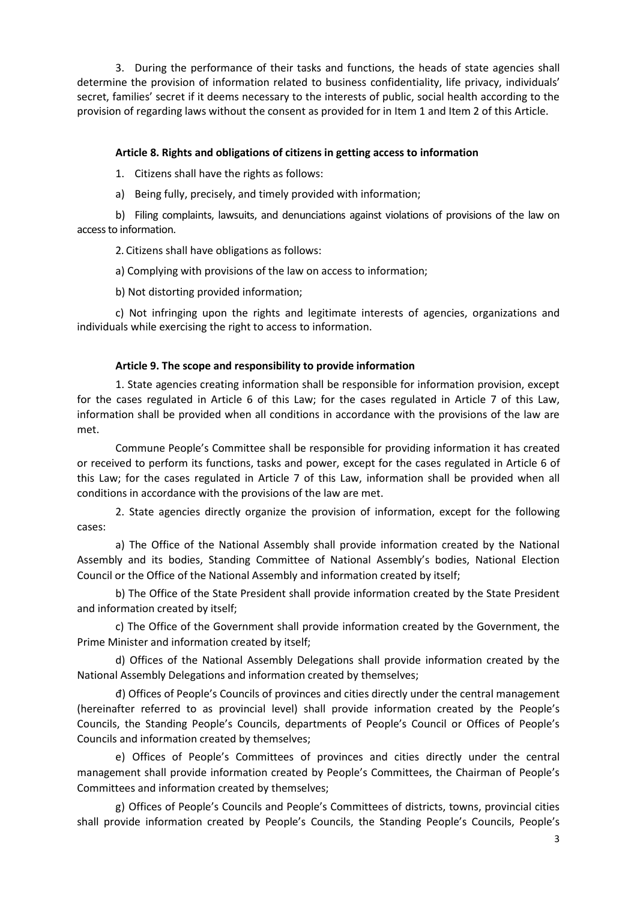3. During the performance of their tasks and functions, the heads of state agencies shall determine the provision of information related to business confidentiality, life privacy, individuals' secret, families' secret if it deems necessary to the interests of public, social health according to the provision of regarding laws without the consent as provided for in Item 1 and Item 2 of this Article.

**Article 8. Rights and obligations of citizens in getting access to information**

1. Citizens shall have the rights as follows:

a) Being fully, precisely, and timely provided with information;

b) Filing complaints, lawsuits, and denunciations against violations of provisions of the law on access to information.

2. Citizens shall have obligations as follows:

a) Complying with provisions of the law on access to information;

b) Not distorting provided information;

c) Not infringing upon the rights and legitimate interests of agencies, organizations and individuals while exercising the right to access to information.

**Article 9. The scope and responsibility to provide information**

1. State agencies creating information shall be responsible for information provision, except for the cases regulated in Article 6 of this Law; for the cases regulated in Article 7 of this Law, information shall be provided when all conditions in accordance with the provisions of the law are met.

Commune People's Committee shall be responsible for providing information it has created or received to perform its functions, tasks and power, except for the cases regulated in Article 6 of this Law; for the cases regulated in Article 7 of this Law, information shall be provided when all conditions in accordance with the provisions of the law are met.

2. State agencies directly organize the provision of information, except for the following cases:

a) The Office of the National Assembly shall provide information created by the National Assembly and its bodies, Standing Committee of National Assembly's bodies, National Election Council or the Office of the National Assembly and information created by itself;

b) The Office of the State President shall provide information created by the State President and information created by itself;

c) The Office of the Government shall provide information created by the Government, the Prime Minister and information created by itself;

d) Offices of the National Assembly Delegations shall provide information created by the National Assembly Delegations and information created by themselves;

đ) Offices of People's Councils of provinces and cities directly under the central management (hereinafter referred to as provincial level) shall provide information created by the People's Councils, the Standing People's Councils, departments of People's Council or Offices of People's Councils and information created by themselves;

e) Offices of People's Committees of provinces and cities directly under the central management shall provide information created by People's Committees, the Chairman of People's Committees and information created by themselves;

g) Offices of People's Councils and People's Committees of districts, towns, provincial cities shall provide information created by People's Councils, the Standing People's Councils, People's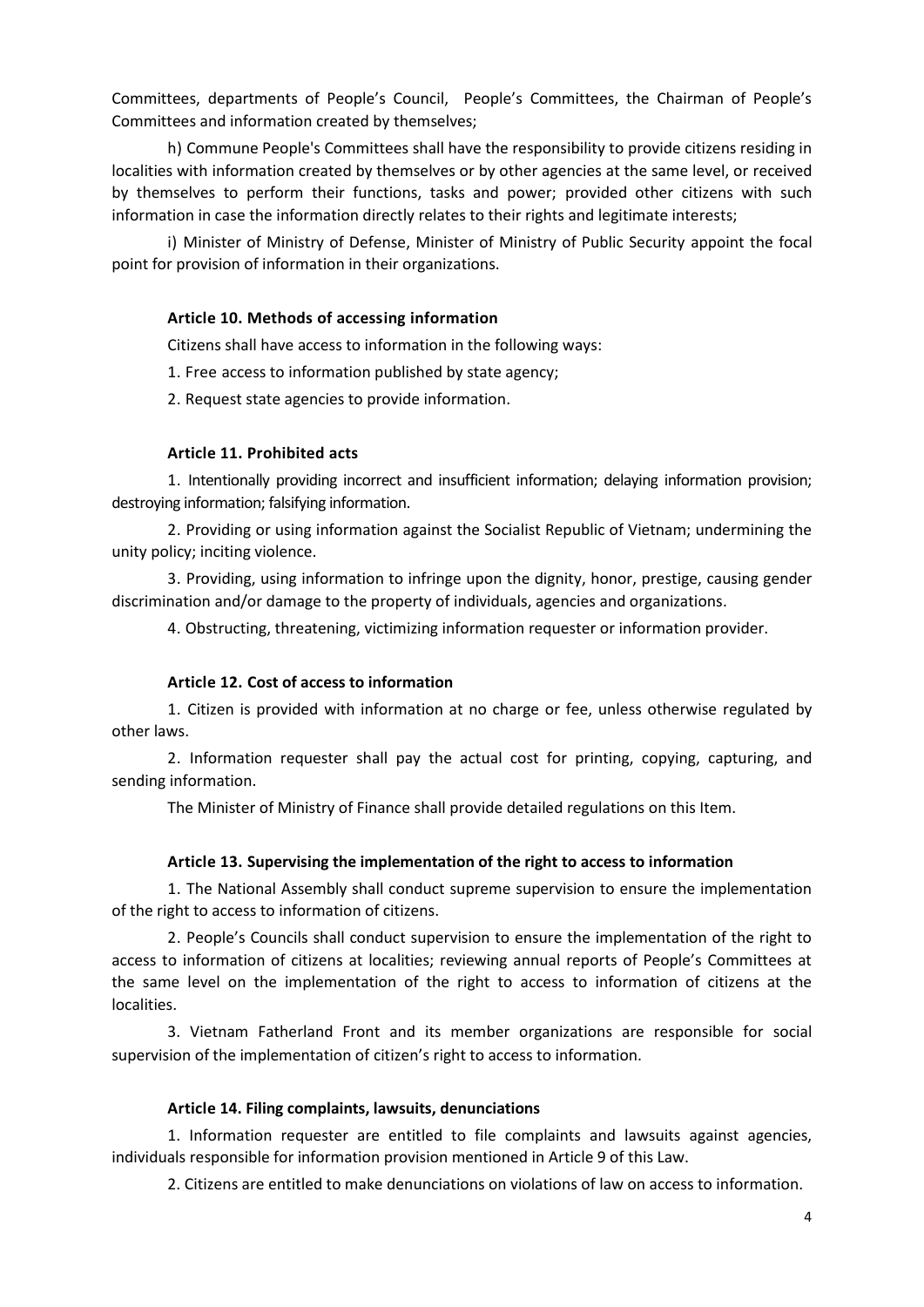Committees, departments of People's Council, People's Committees, the Chairman of People's Committees and information created by themselves;

h) Commune People's Committees shall have the responsibility to provide citizens residing in localities with information created by themselves or by other agencies at the same level, or received by themselves to perform their functions, tasks and power; provided other citizens with such information in case the information directly relates to their rights and legitimate interests;

i) Minister of Ministry of Defense, Minister of Ministry of Public Security appoint the focal point for provision of information in their organizations.

**Article 10. Methods of accessing information**

Citizens shall have access to information in the following ways:

1. Free access to information published by state agency;

2. Request state agencies to provide information.

**Article 11. Prohibited acts**

1. Intentionally providing incorrect and insufficient information; delaying information provision; destroying information; falsifying information.

2. Providing or using information against the Socialist Republic of Vietnam; undermining the unity policy; inciting violence.

3. Providing, using information to infringe upon the dignity, honor, prestige, causing gender discrimination and/or damage to the property of individuals, agencies and organizations.

4. Obstructing, threatening, victimizing information requester or information provider.

**Article 12. Cost of access to information**

1. Citizen is provided with information at no charge or fee, unless otherwise regulated by other laws.

2. Information requester shall pay the actual cost for printing, copying, capturing, and sending information.

The Minister of Ministry of Finance shall provide detailed regulations on this Item.

**Article 13. Supervising the implementation of the right to access to information**

1. The National Assembly shall conduct supreme supervision to ensure the implementation of the right to access to information of citizens.

2. People's Councils shall conduct supervision to ensure the implementation of the right to access to information of citizens at localities; reviewing annual reports of People's Committees at the same level on the implementation of the right to access to information of citizens at the localities.

3. Vietnam Fatherland Front and its member organizations are responsible for social supervision of the implementation of citizen's right to access to information.

**Article 14. Filing complaints, lawsuits, denunciations**

1. Information requester are entitled to file complaints and lawsuits against agencies, individuals responsible for information provision mentioned in Article 9 of this Law.

2. Citizens are entitled to make denunciations on violations of law on access to information.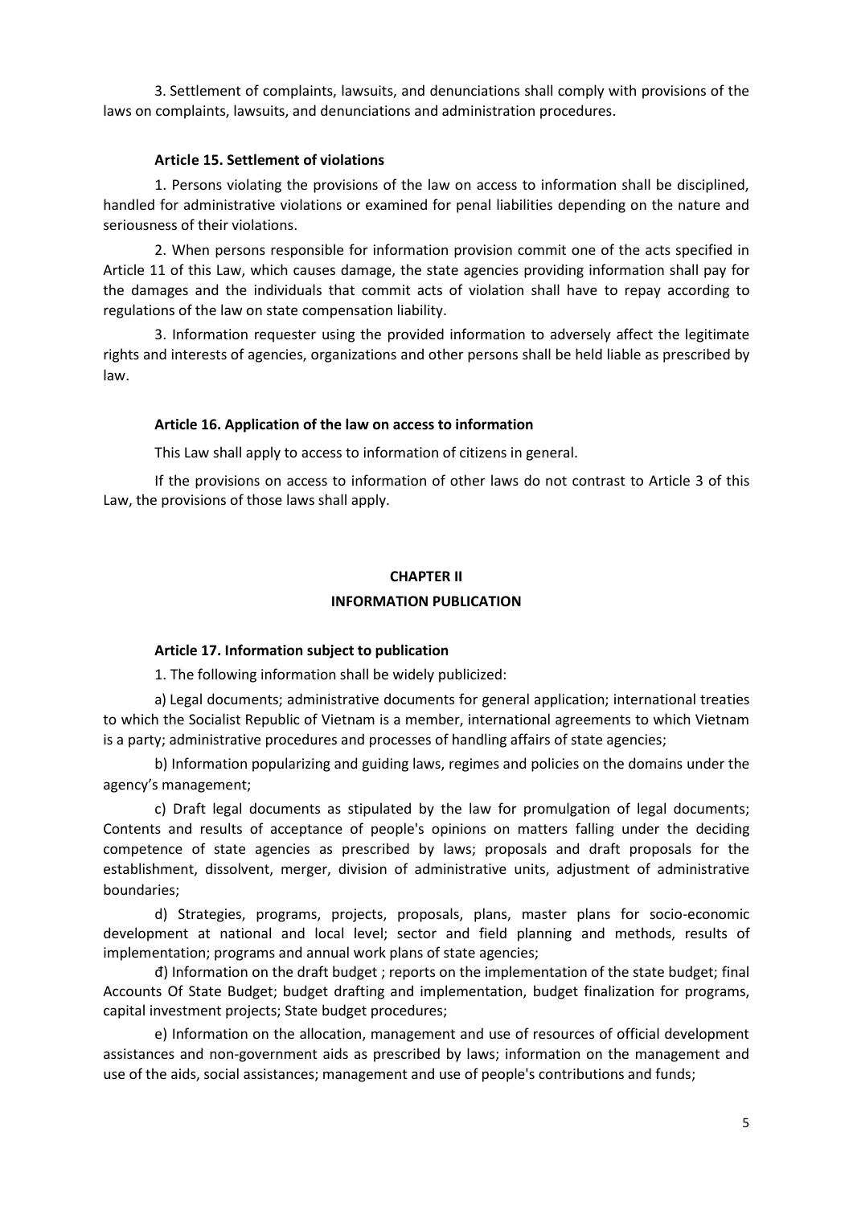3. Settlement of complaints, lawsuits, and denunciations shall comply with provisions of the laws on complaints, lawsuits, and denunciations and administration procedures.

**Article 15. Settlement of violations**

1. Persons violating the provisions of the law on access to information shall be disciplined, handled for administrative violations or examined for penal liabilities depending on the nature and seriousness of their violations.

2. When persons responsible for information provision commit one of the acts specified in Article 11 of this Law, which causes damage, the state agencies providing information shall pay for the damages and the individuals that commit acts of violation shall have to repay according to regulations of the law on state compensation liability.

3. Information requester using the provided information to adversely affect the legitimate rights and interests of agencies, organizations and other persons shall be held liable as prescribed by law.

**Article 16. Application of the law on access to information**

This Law shall apply to access to information of citizens in general.

If the provisions on access to information of other laws do not contrast to Article 3 of this Law, the provisions of those laws shall apply.

## CHAPTER II

## INFORMATION PUBLICATION

**Article 17. Information subject to publication**

1. The following information shall be widely publicized:

a) Legal documents; administrative documents for general application; international treaties to which the Socialist Republic of Vietnam is a member, international agreements to which Vietnam is a party; administrative procedures and processes of handling affairs of state agencies;

b) Information popularizing and guiding laws, regimes and policies on the domains under the agency's management;

c) Draft legal documents as stipulated by the law for promulgation of legal documents; Contents and results of acceptance of people's opinions on matters falling under the deciding competence of state agencies as prescribed by laws; proposals and draft proposals for the establishment, dissolvent, merger, division of administrative units, adjustment of administrative boundaries;

d) Strategies, programs, projects, proposals, plans, master plans for socio-economic development at national and local level; sector and field planning and methods, results of implementation; programs and annual work plans of state agencies;

đ) Information on the draft budget ; reports on the implementation of the state budget; final Accounts Of State Budget; budget drafting and implementation, budget finalization for programs, capital investment projects; State budget procedures;

e) Information on the allocation, management and use of resources of official development assistances and non-government aids as prescribed by laws; information on the management and use of the aids, social assistances; management and use of people's contributions and funds;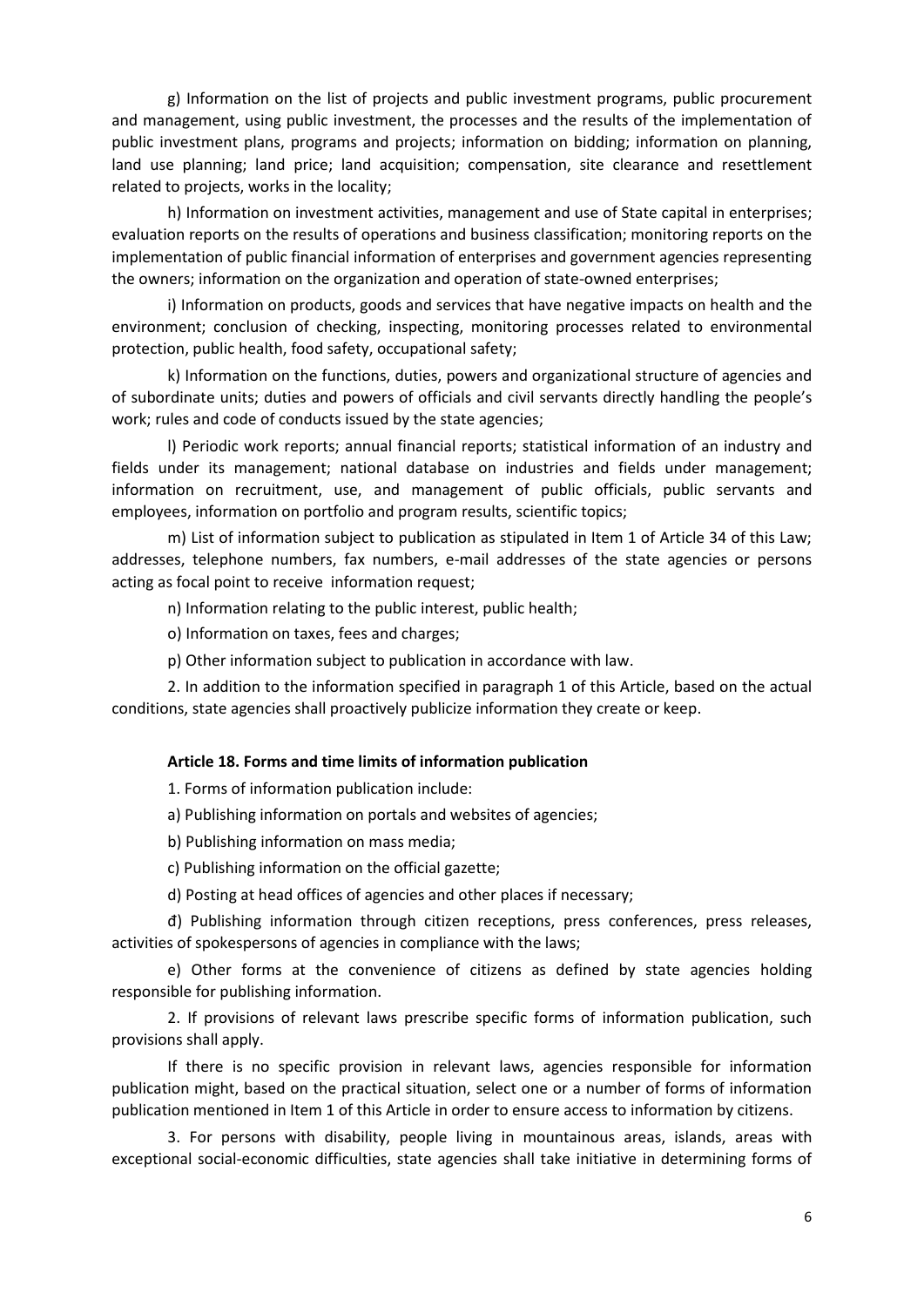g) Information on the list of projects and public investment programs, public procurement and management, using public investment, the processes and the results of the implementation of public investment plans, programs and projects; information on bidding; information on planning, land use planning; land price; land acquisition; compensation, site clearance and resettlement related to projects, works in the locality;

h) Information on investment activities, management and use of State capital in enterprises; evaluation reports on the results of operations and business classification; monitoring reports on the implementation of public financial information of enterprises and government agencies representing the owners; information on the organization and operation of state-owned enterprises;

i) Information on products, goods and services that have negative impacts on health and the environment; conclusion of checking, inspecting, monitoring processes related to environmental protection, public health, food safety, occupational safety;

k) Information on the functions, duties, powers and organizational structure of agencies and of subordinate units; duties and powers of officials and civil servants directly handling the people's work; rules and code of conducts issued by the state agencies;

l) Periodic work reports; annual financial reports; statistical information of an industry and fields under its management; national database on industries and fields under management; information on recruitment, use, and management of public officials, public servants and employees, information on portfolio and program results, scientific topics;

m) List of information subject to publication as stipulated in Item 1 of Article 34 of this Law; addresses, telephone numbers, fax numbers, e-mail addresses of the state agencies or persons acting as focal point to receive information request;

n) Information relating to the public interest, public health;

o) Information on taxes, fees and charges;

p) Other information subject to publication in accordance with law.

2. In addition to the information specified in paragraph 1 of this Article, based on the actual conditions, state agencies shall proactively publicize information they create or keep.

**Article 18. Forms and time limits of information publication**

1. Forms of information publication include:

a) Publishing information on portals and websites of agencies;

b) Publishing information on mass media;

c) Publishing information on the official gazette;

d) Posting at head offices of agencies and other places if necessary;

đ) Publishing information through citizen receptions, press conferences, press releases, activities of spokespersons of agencies in compliance with the laws;

e) Other forms at the convenience of citizens as defined by state agencies holding responsible for publishing information.

2. If provisions of relevant laws prescribe specific forms of information publication, such provisions shall apply.

If there is no specific provision in relevant laws, agencies responsible for information publication might, based on the practical situation, select one or a number of forms of information publication mentioned in Item 1 of this Article in order to ensure access to information by citizens.

3. For persons with disability, people living in mountainous areas, islands, areas with exceptional social-economic difficulties, state agencies shall take initiative in determining forms of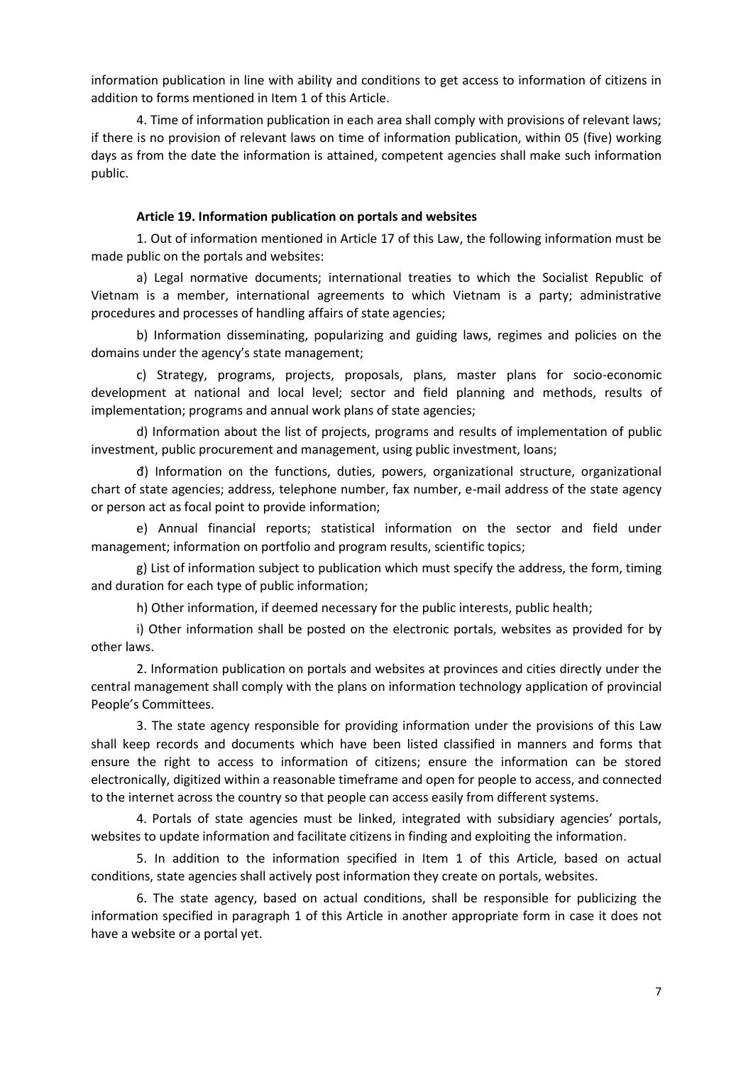information publication in line with ability and conditions to get access to information of citizens in addition to forms mentioned in Item 1 of this Article.

4. Time of information publication in each area shall comply with provisions of relevant laws; if there is no provision of relevant laws on time of information publication, within 05 (five) working days as from the date the information is attained, competent agencies shall make such information public.

**Article 19. Information publication on portals and websites**

1. Out of information mentioned in Article 17 of this Law, the following information must be made public on the portals and websites:

a) Legal normative documents; international treaties to which the Socialist Republic of Vietnam is a member, international agreements to which Vietnam is a party; administrative procedures and processes of handling affairs of state agencies;

b) Information disseminating, popularizing and guiding laws, regimes and policies on the domains under the agency's state management;

c) Strategy, programs, projects, proposals, plans, master plans for socio-economic development at national and local level; sector and field planning and methods, results of implementation; programs and annual work plans of state agencies;

d) Information about the list of projects, programs and results of implementation of public investment, public procurement and management, using public investment, loans;

đ) Information on the functions, duties, powers, organizational structure, organizational chart of state agencies; address, telephone number, fax number, e-mail address of the state agency or person act as focal point to provide information;

e) Annual financial reports; statistical information on the sector and field under management; information on portfolio and program results, scientific topics;

g) List of information subject to publication which must specify the address, the form, timing and duration for each type of public information;

h) Other information, if deemed necessary for the public interests, public health;

i) Other information shall be posted on the electronic portals, websites as provided for by other laws.

2. Information publication on portals and websites at provinces and cities directly under the central management shall comply with the plans on information technology application of provincial People's Committees.

3. The state agency responsible for providing information under the provisions of this Law shall keep records and documents which have been listed classified in manners and forms that ensure the right to access to information of citizens; ensure the information can be stored electronically, digitized within a reasonable timeframe and open for people to access, and connected to the internet across the country so that people can access easily from different systems.

4. Portals of state agencies must be linked, integrated with subsidiary agencies' portals, websites to update information and facilitate citizens in finding and exploiting the information.

5. In addition to the information specified in Item 1 of this Article, based on actual conditions, state agencies shall actively post information they create on portals, websites.

6. The state agency, based on actual conditions, shall be responsible for publicizing the information specified in paragraph 1 of this Article in another appropriate form in case it does not have a website or a portal yet.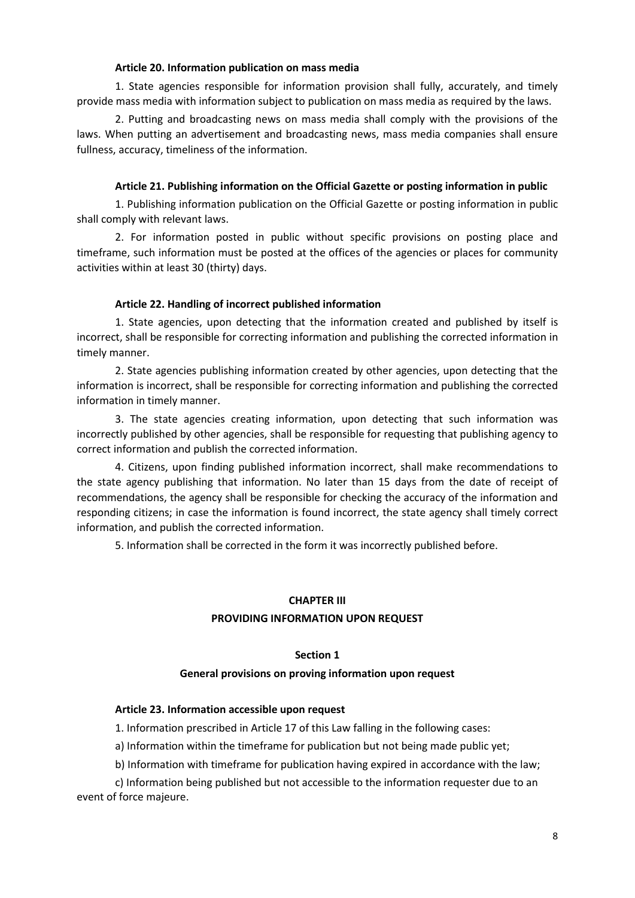### Article 20. Information publication on mass media

1. State agencies responsible for information provision shall fully, accurately, and timely provide mass media with information subject to publication on mass media as required by the laws.

2. Putting and broadcasting news on mass media shall comply with the provisions of the laws. When putting an advertisement and broadcasting news, mass media companies shall ensure fullness, accuracy, timeliness of the information.

### Article 21. Publishing information on the Official Gazette or posting information in public

1. Publishing information publication on the Official Gazette or posting information in public shall comply with relevant laws.

2. For information posted in public without specific provisions on posting place and timeframe, such information must be posted at the offices of the agencies or places for community activities within at least 30 (thirty) days.

### Article 22. Handling of incorrect published information

1. State agencies, upon detecting that the information created and published by itself is incorrect, shall be responsible for correcting information and publishing the corrected information in timely manner.

2. State agencies publishing information created by other agencies, upon detecting that the information is incorrect, shall be responsible for correcting information and publishing the corrected information in timely manner.

3. The state agencies creating information, upon detecting that such information was incorrectly published by other agencies, shall be responsible for requesting that publishing agency to correct information and publish the corrected information.

4. Citizens, upon finding published information incorrect, shall make recommendations to the state agency publishing that information. No later than 15 days from the date of receipt of recommendations, the agency shall be responsible for checking the accuracy of the information and responding citizens; in case the information is found incorrect, the state agency shall timely correct information, and publish the corrected information.

5. Information shall be corrected in the form it was incorrectly published before.

## CHAPTER III

## PROVIDING INFORMATION UPON REQUEST

### Section 1

### General provisions on proving information upon request

### Article 23. Information accessible upon request

1. Information prescribed in Article 17 of this Law falling in the following cases:

a) Information within the timeframe for publication but not being made public yet;

b) Information with timeframe for publication having expired in accordance with the law;

c) Information being published but not accessible to the information requester due to an event of force majeure.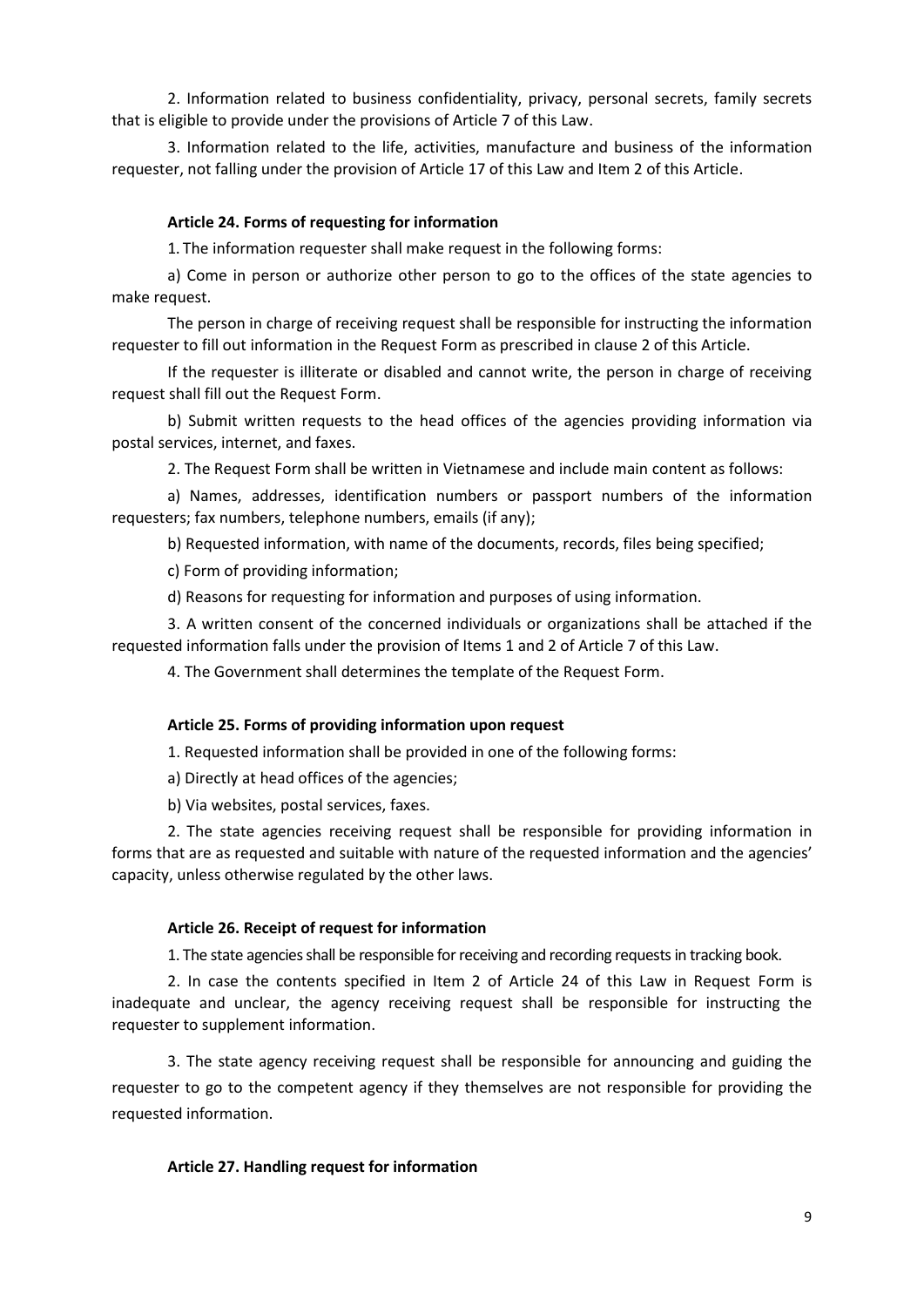2. Information related to business confidentiality, privacy, personal secrets, family secrets that is eligible to provide under the provisions of Article 7 of this Law.

3. Information related to the life, activities, manufacture and business of the information requester, not falling under the provision of Article 17 of this Law and Item 2 of this Article.

### Article 24. Forms of requesting for information

1. The information requester shall make request in the following forms:

a) Come in person or authorize other person to go to the offices of the state agencies to make request.

The person in charge of receiving request shall be responsible for instructing the information requester to fill out information in the Request Form as prescribed in clause 2 of this Article.

If the requester is illiterate or disabled and cannot write, the person in charge of receiving request shall fill out the Request Form.

b) Submit written requests to the head offices of the agencies providing information via postal services, internet, and faxes.

2. The Request Form shall be written in Vietnamese and include main content as follows:

a) Names, addresses, identification numbers or passport numbers of the information requesters; fax numbers, telephone numbers, emails (if any);

b) Requested information, with name of the documents, records, files being specified;

c) Form of providing information;

d) Reasons for requesting for information and purposes of using information.

3. A written consent of the concerned individuals or organizations shall be attached if the requested information falls under the provision of Items 1 and 2 of Article 7 of this Law.

4. The Government shall determines the template of the Request Form.

### Article 25. Forms of providing information upon request

1. Requested information shall be provided in one of the following forms:

a) Directly at head offices of the agencies;

b) Via websites, postal services, faxes.

2. The state agencies receiving request shall be responsible for providing information in forms that are as requested and suitable with nature of the requested information and the agencies' capacity, unless otherwise regulated by the other laws.

### Article 26. Receipt of request for information

1. The state agencies shall be responsible for receiving and recording requests in tracking book.

2. In case the contents specified in Item 2 of Article 24 of this Law in Request Form is inadequate and unclear, the agency receiving request shall be responsible for instructing the requester to supplement information.

3. The state agency receiving request shall be responsible for announcing and guiding the requester to go to the competent agency if they themselves are not responsible for providing the requested information.

### Article 27. Handling request for information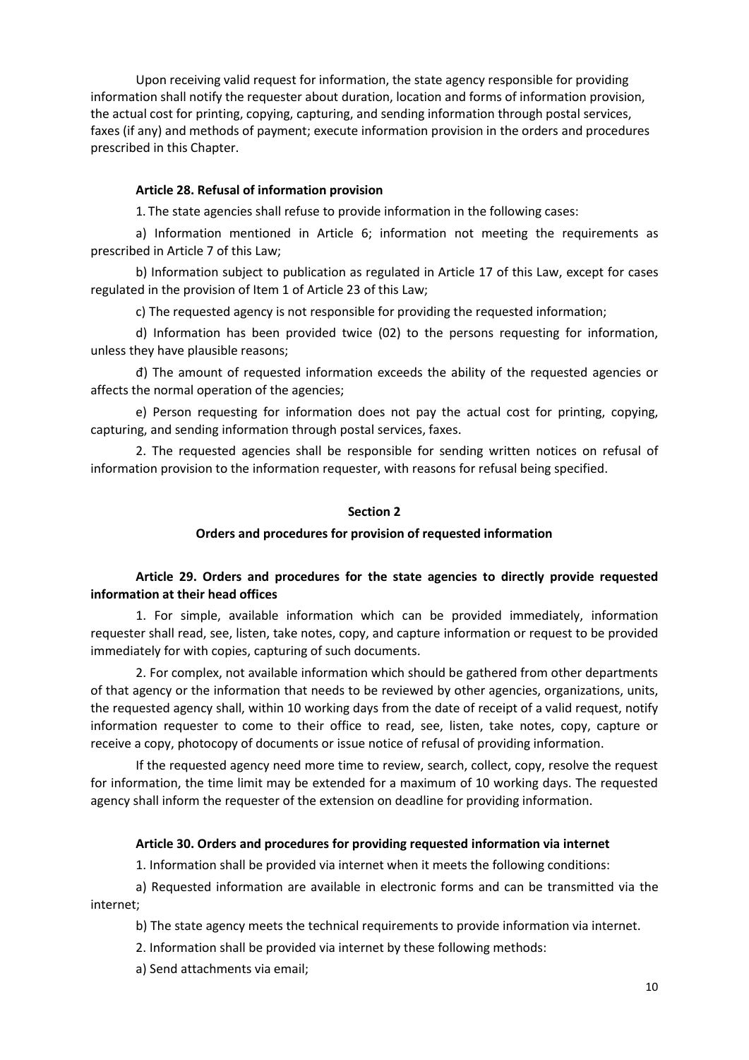Upon receiving valid request for information, the state agency responsible for providing information shall notify the requester about duration, location and forms of information provision, the actual cost for printing, copying, capturing, and sending information through postal services, faxes (if any) and methods of payment; execute information provision in the orders and procedures prescribed in this Chapter.

**Article 28. Refusal of information provision**

1. The state agencies shall refuse to provide information in the following cases:

a) Information mentioned in Article 6; information not meeting the requirements as prescribed in Article 7 of this Law;

b) Information subject to publication as regulated in Article 17 of this Law, except for cases regulated in the provision of Item 1 of Article 23 of this Law;

c) The requested agency is not responsible for providing the requested information;

d) Information has been provided twice (02) to the persons requesting for information, unless they have plausible reasons;

đ) The amount of requested information exceeds the ability of the requested agencies or affects the normal operation of the agencies;

e) Person requesting for information does not pay the actual cost for printing, copying, capturing, and sending information through postal services, faxes.

2. The requested agencies shall be responsible for sending written notices on refusal of information provision to the information requester, with reasons for refusal being specified.

## Section 2

### Orders and procedures for provision of requested information

**Article 29. Orders and procedures for the state agencies to directly provide requested information at their head offices**

1. For simple, available information which can be provided immediately, information requester shall read, see, listen, take notes, copy, and capture information or request to be provided immediately for with copies, capturing of such documents.

2. For complex, not available information which should be gathered from other departments of that agency or the information that needs to be reviewed by other agencies, organizations, units, the requested agency shall, within 10 working days from the date of receipt of a valid request, notify information requester to come to their office to read, see, listen, take notes, copy, capture or receive a copy, photocopy of documents or issue notice of refusal of providing information.

If the requested agency need more time to review, search, collect, copy, resolve the request for information, the time limit may be extended for a maximum of 10 working days. The requested agency shall inform the requester of the extension on deadline for providing information.

**Article 30. Orders and procedures for providing requested information via internet**

1. Information shall be provided via internet when it meets the following conditions:

a) Requested information are available in electronic forms and can be transmitted via the internet;

b) The state agency meets the technical requirements to provide information via internet.

2. Information shall be provided via internet by these following methods:

a) Send attachments via email;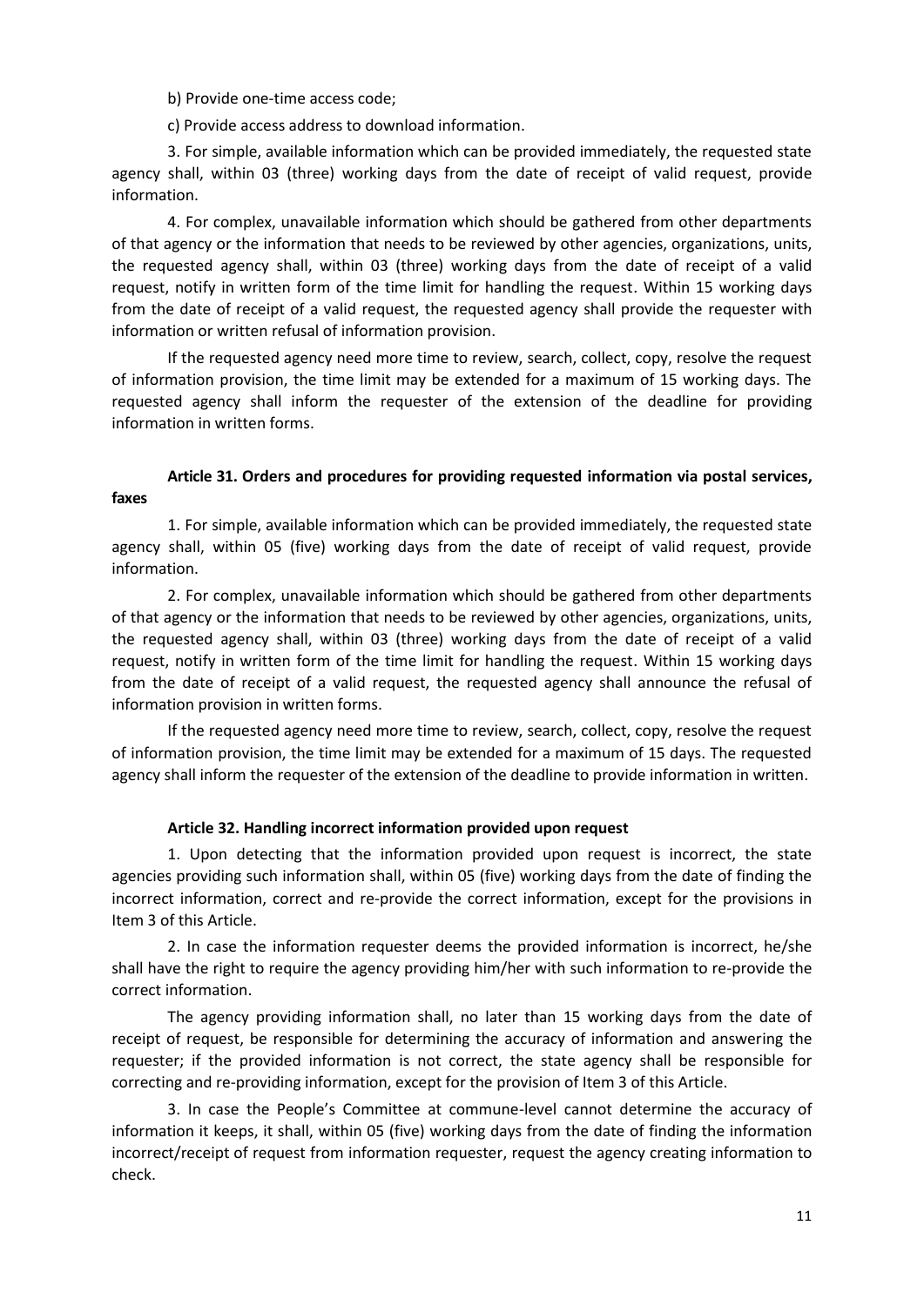b) Provide one-time access code;

c) Provide access address to download information.

3. For simple, available information which can be provided immediately, the requested state agency shall, within 03 (three) working days from the date of receipt of valid request, provide information.

4. For complex, unavailable information which should be gathered from other departments of that agency or the information that needs to be reviewed by other agencies, organizations, units, the requested agency shall, within 03 (three) working days from the date of receipt of a valid request, notify in written form of the time limit for handling the request. Within 15 working days from the date of receipt of a valid request, the requested agency shall provide the requester with information or written refusal of information provision.

If the requested agency need more time to review, search, collect, copy, resolve the request of information provision, the time limit may be extended for a maximum of 15 working days. The requested agency shall inform the requester of the extension of the deadline for providing information in written forms.

**Article 31. Orders and procedures for providing requested information via postal services, faxes**

1. For simple, available information which can be provided immediately, the requested state agency shall, within 05 (five) working days from the date of receipt of valid request, provide information.

2. For complex, unavailable information which should be gathered from other departments of that agency or the information that needs to be reviewed by other agencies, organizations, units, the requested agency shall, within 03 (three) working days from the date of receipt of a valid request, notify in written form of the time limit for handling the request. Within 15 working days from the date of receipt of a valid request, the requested agency shall announce the refusal of information provision in written forms.

If the requested agency need more time to review, search, collect, copy, resolve the request of information provision, the time limit may be extended for a maximum of 15 days. The requested agency shall inform the requester of the extension of the deadline to provide information in written.

**Article 32. Handling incorrect information provided upon request**

1. Upon detecting that the information provided upon request is incorrect, the state agencies providing such information shall, within 05 (five) working days from the date of finding the incorrect information, correct and re-provide the correct information, except for the provisions in Item 3 of this Article.

2. In case the information requester deems the provided information is incorrect, he/she shall have the right to require the agency providing him/her with such information to re-provide the correct information.

The agency providing information shall, no later than 15 working days from the date of receipt of request, be responsible for determining the accuracy of information and answering the requester; if the provided information is not correct, the state agency shall be responsible for correcting and re-providing information, except for the provision of Item 3 of this Article.

3. In case the People's Committee at commune-level cannot determine the accuracy of information it keeps, it shall, within 05 (five) working days from the date of finding the information incorrect/receipt of request from information requester, request the agency creating information to check.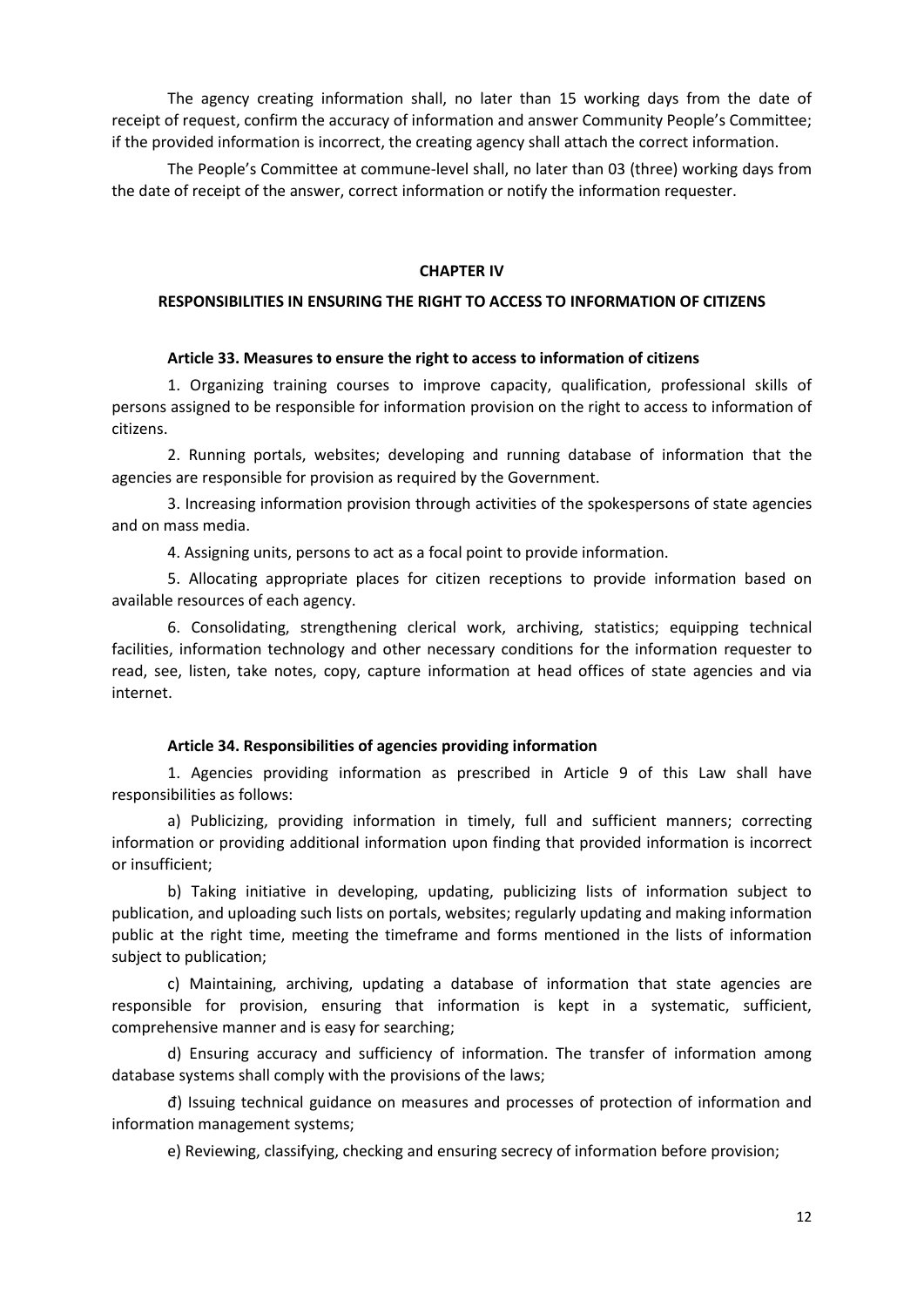The agency creating information shall, no later than 15 working days from the date of receipt of request, confirm the accuracy of information and answer Community People's Committee; if the provided information is incorrect, the creating agency shall attach the correct information.

The People's Committee at commune-level shall, no later than 03 (three) working days from the date of receipt of the answer, correct information or notify the information requester.

## CHAPTER IV

## RESPONSIBILITIES IN ENSURING THE RIGHT TO ACCESS TO INFORMATION OF CITIZENS

### Article 33. Measures to ensure the right to access to information of citizens

1. Organizing training courses to improve capacity, qualification, professional skills of persons assigned to be responsible for information provision on the right to access to information of citizens.

2. Running portals, websites; developing and running database of information that the agencies are responsible for provision as required by the Government.

3. Increasing information provision through activities of the spokespersons of state agencies and on mass media.

4. Assigning units, persons to act as a focal point to provide information.

5. Allocating appropriate places for citizen receptions to provide information based on available resources of each agency.

6. Consolidating, strengthening clerical work, archiving, statistics; equipping technical facilities, information technology and other necessary conditions for the information requester to read, see, listen, take notes, copy, capture information at head offices of state agencies and via internet.

### Article 34. Responsibilities of agencies providing information

1. Agencies providing information as prescribed in Article 9 of this Law shall have responsibilities as follows:

a) Publicizing, providing information in timely, full and sufficient manners; correcting information or providing additional information upon finding that provided information is incorrect or insufficient;

b) Taking initiative in developing, updating, publicizing lists of information subject to publication, and uploading such lists on portals, websites; regularly updating and making information public at the right time, meeting the timeframe and forms mentioned in the lists of information subject to publication;

c) Maintaining, archiving, updating a database of information that state agencies are responsible for provision, ensuring that information is kept in a systematic, sufficient, comprehensive manner and is easy for searching;

d) Ensuring accuracy and sufficiency of information. The transfer of information among database systems shall comply with the provisions of the laws;

đ) Issuing technical guidance on measures and processes of protection of information and information management systems;

e) Reviewing, classifying, checking and ensuring secrecy of information before provision;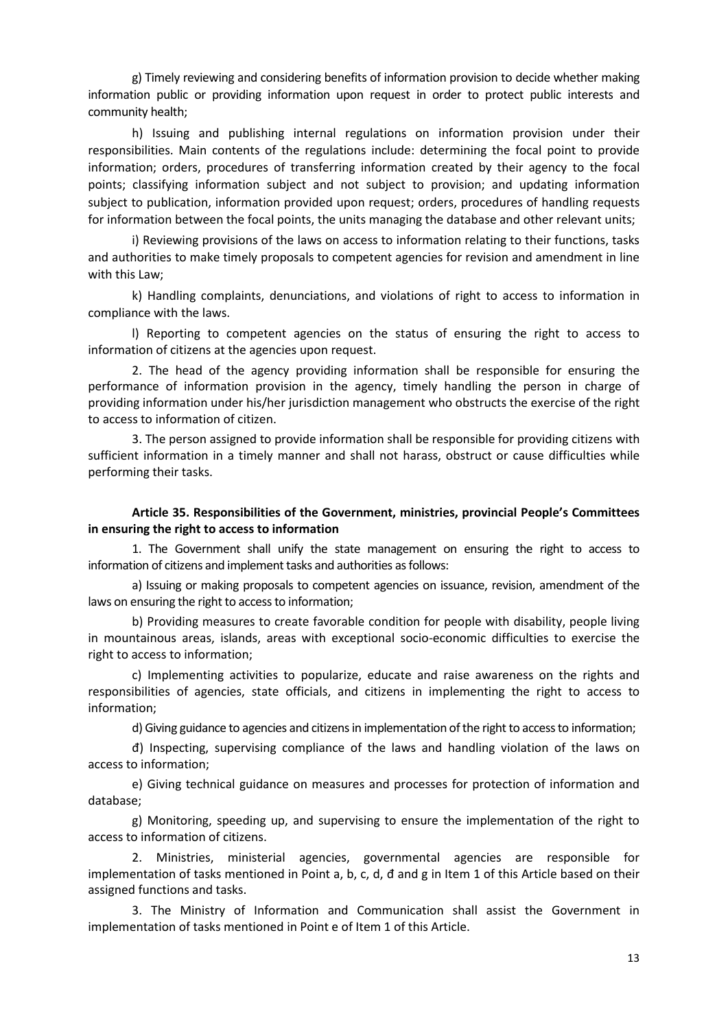g) Timely reviewing and considering benefits of information provision to decide whether making information public or providing information upon request in order to protect public interests and community health;

h) Issuing and publishing internal regulations on information provision under their responsibilities. Main contents of the regulations include: determining the focal point to provide information; orders, procedures of transferring information created by their agency to the focal points; classifying information subject and not subject to provision; and updating information subject to publication, information provided upon request; orders, procedures of handling requests for information between the focal points, the units managing the database and other relevant units;

i) Reviewing provisions of the laws on access to information relating to their functions, tasks and authorities to make timely proposals to competent agencies for revision and amendment in line with this Law;

k) Handling complaints, denunciations, and violations of right to access to information in compliance with the laws.

l) Reporting to competent agencies on the status of ensuring the right to access to information of citizens at the agencies upon request.

2. The head of the agency providing information shall be responsible for ensuring the performance of information provision in the agency, timely handling the person in charge of providing information under his/her jurisdiction management who obstructs the exercise of the right to access to information of citizen.

3. The person assigned to provide information shall be responsible for providing citizens with sufficient information in a timely manner and shall not harass, obstruct or cause difficulties while performing their tasks.

**Article 35. Responsibilities of the Government, ministries, provincial People's Committees in ensuring the right to access to information**

1. The Government shall unify the state management on ensuring the right to access to information of citizens and implement tasks and authorities as follows:

a) Issuing or making proposals to competent agencies on issuance, revision, amendment of the laws on ensuring the right to access to information;

b) Providing measures to create favorable condition for people with disability, people living in mountainous areas, islands, areas with exceptional socio-economic difficulties to exercise the right to access to information;

c) Implementing activities to popularize, educate and raise awareness on the rights and responsibilities of agencies, state officials, and citizens in implementing the right to access to information;

d) Giving guidance to agencies and citizens in implementation of the right to access to information;

đ) Inspecting, supervising compliance of the laws and handling violation of the laws on access to information;

e) Giving technical guidance on measures and processes for protection of information and database;

g) Monitoring, speeding up, and supervising to ensure the implementation of the right to access to information of citizens.

2. Ministries, ministerial agencies, governmental agencies are responsible for implementation of tasks mentioned in Point a, b, c, d, đ and g in Item 1 of this Article based on their assigned functions and tasks.

3. The Ministry of Information and Communication shall assist the Government in implementation of tasks mentioned in Point e of Item 1 of this Article.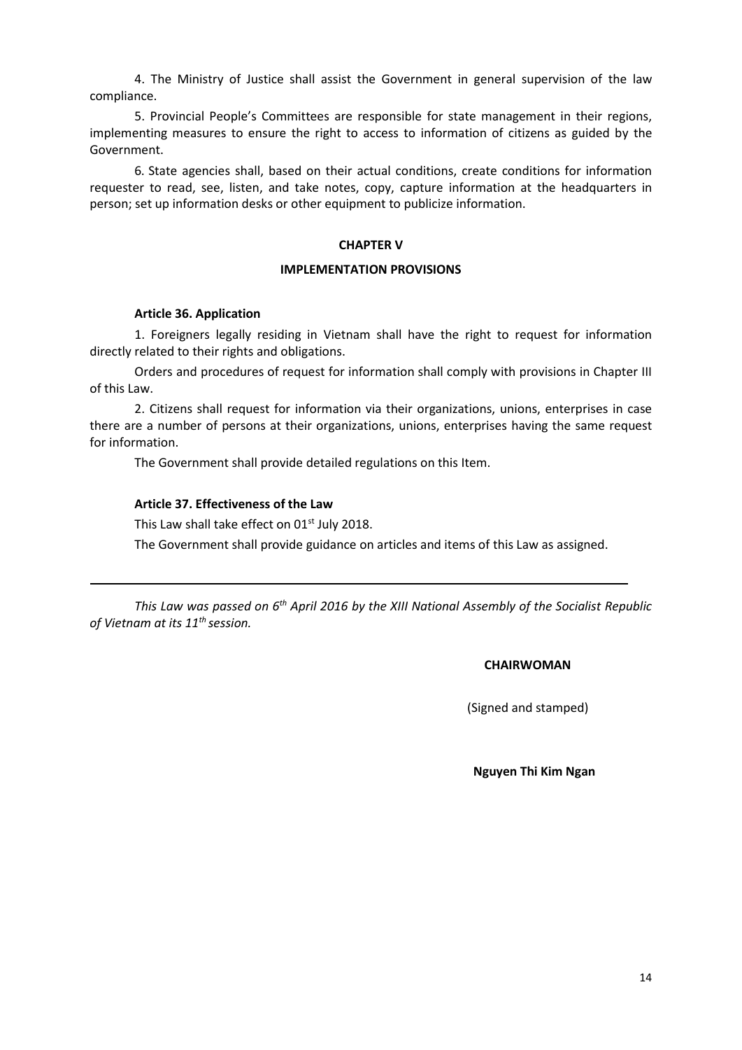4. The Ministry of Justice shall assist the Government in general supervision of the law compliance.

5. Provincial People's Committees are responsible for state management in their regions, implementing measures to ensure the right to access to information of citizens as guided by the Government.

6. State agencies shall, based on their actual conditions, create conditions for information requester to read, see, listen, and take notes, copy, capture information at the headquarters in person; set up information desks or other equipment to publicize information.

## CHAPTER V

## IMPLEMENTATION PROVISIONS

### Article 36. Application

1. Foreigners legally residing in Vietnam shall have the right to request for information directly related to their rights and obligations.

Orders and procedures of request for information shall comply with provisions in Chapter III of this Law.

2. Citizens shall request for information via their organizations, unions, enterprises in case there are a number of persons at their organizations, unions, enterprises having the same request for information.

The Government shall provide detailed regulations on this Item.

### Article 37. Effectiveness of the Law

This Law shall take effect on 01st July 2018.

The Government shall provide guidance on articles and items of this Law as assigned.

---

*This Law was passed on 6th April 2016 by the XIII National Assembly of the Socialist Republic of Vietnam at its 11th session.*

**CHAIRWOMAN**

(Signed and stamped)

**Nguyen Thi Kim Ngan**